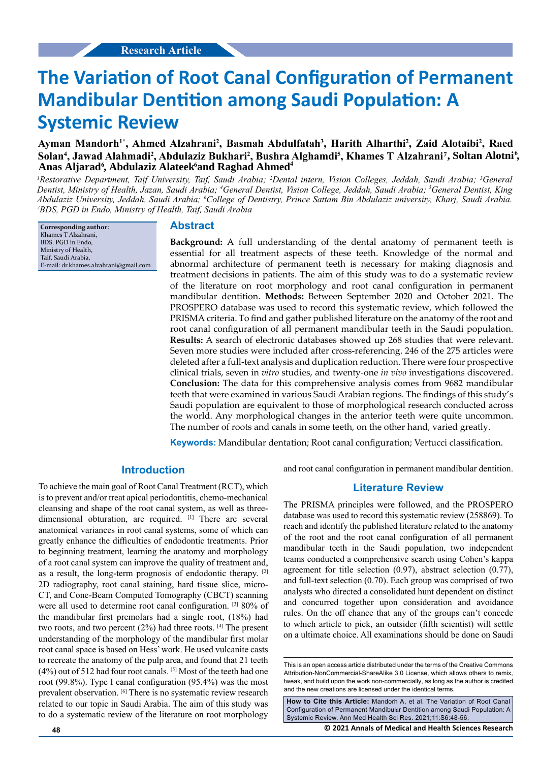Research Article

# The Variation of Root Canal Configuration of Permanent Mandibular Dentition among Saudi Population: A Systemic Review

**Ayman Mandorh[1*], Ahmed Alzahrani[2], Basmah Abdulfatah[3], Harith Alharthi[2], Zaid Alotaibi[2], Raed Solan[4], Jawad Alahmadi[2], Abdulaziz Bukhari[2], Bushra Alghamdi[5], Khames T Alzahrani[7], Soltan Alotni[6], Anas Aljarad[6], Abdulaziz Alateek[6] and Raghad Ahmed[4]**

*[1]Restorative Department, Taif University, Taif, Saudi Arabia; [2]Dental intern, Vision Colleges, Jeddah, Saudi Arabia; [3]General Dentist, Ministry of Health, Jazan, Saudi Arabia; [4]General Dentist, Vision College, Jeddah, Saudi Arabia; [5]General Dentist, King Abdulaziz University, Jeddah, Saudi Arabia; [6]College of Dentistry, Prince Sattam Bin Abdulaziz university, Kharj, Saudi Arabia. [7]BDS, PGD in Endo, Ministry of Health, Taif, Saudi Arabia*

**Corresponding author:**
Khames T Alzahrani,
BDS, PGD in Endo,
Ministry of Health,
Taif, Saudi Arabia,
E-mail: dr.khames.alzahrani@gmail.com

## Abstract

**Background:** A full understanding of the dental anatomy of permanent teeth is essential for all treatment aspects of these teeth. Knowledge of the normal and abnormal architecture of permanent teeth is necessary for making diagnosis and treatment decisions in patients. The aim of this study was to do a systematic review of the literature on root morphology and root canal configuration in permanent mandibular dentition. **Methods:** Between September 2020 and October 2021. The PROSPERO database was used to record this systematic review, which followed the PRISMA criteria. To find and gather published literature on the anatomy of the root and root canal configuration of all permanent mandibular teeth in the Saudi population. **Results:** A search of electronic databases showed up 268 studies that were relevant. Seven more studies were included after cross-referencing. 246 of the 275 articles were deleted after a full-text analysis and duplication reduction. There were four prospective clinical trials, seven in *vitro* studies, and twenty-one *in vivo* investigations discovered. **Conclusion:** The data for this comprehensive analysis comes from 9682 mandibular teeth that were examined in various Saudi Arabian regions. The findings of this study's Saudi population are equivalent to those of morphological research conducted across the world. Any morphological changes in the anterior teeth were quite uncommon. The number of roots and canals in some teeth, on the other hand, varied greatly.

**Keywords:** Mandibular dentation; Root canal configuration; Vertucci classification.

## Introduction

To achieve the main goal of Root Canal Treatment (RCT), which is to prevent and/or treat apical periodontitis, chemo-mechanical cleansing and shape of the root canal system, as well as three-dimensional obturation, are required. [1] There are several anatomical variances in root canal systems, some of which can greatly enhance the difficulties of endodontic treatments. Prior to beginning treatment, learning the anatomy and morphology of a root canal system can improve the quality of treatment and, as a result, the long-term prognosis of endodontic therapy. [2] 2D radiography, root canal staining, hard tissue slice, micro-CT, and Cone-Beam Computed Tomography (CBCT) scanning were all used to determine root canal configuration. [3] 80% of the mandibular first premolars had a single root, (18%) had two roots, and two percent (2%) had three roots. [4] The present understanding of the morphology of the mandibular first molar root canal space is based on Hess' work. He used vulcanite casts to recreate the anatomy of the pulp area, and found that 21 teeth (4%) out of 512 had four root canals. [5] Most of the teeth had one root (99.8%). Type I canal configuration (95.4%) was the most prevalent observation. [6] There is no systematic review research related to our topic in Saudi Arabia. The aim of this study was to do a systematic review of the literature on root morphology and root canal configuration in permanent mandibular dentition.

## Literature Review

The PRISMA principles were followed, and the PROSPERO database was used to record this systematic review (258869). To reach and identify the published literature related to the anatomy of the root and the root canal configuration of all permanent mandibular teeth in the Saudi population, two independent teams conducted a comprehensive search using Cohen's kappa agreement for title selection (0.97), abstract selection (0.77), and full-text selection (0.70). Each group was comprised of two analysts who directed a consolidated hunt dependent on distinct and concurred together upon consideration and avoidance rules. On the off chance that any of the groups can't concede to which article to pick, an outsider (fifth scientist) will settle on a ultimate choice. All examinations should be done on Saudi

This is an open access article distributed under the terms of the Creative Commons Attribution-NonCommercial-ShareAlike 3.0 License, which allows others to remix, tweak, and build upon the work non-commercially, as long as the author is credited and the new creations are licensed under the identical terms.

**How to Cite this Article:** Mandorh A, et al. The Variation of Root Canal Configuration of Permanent Mandibular Dentition among Saudi Population: A Systemic Review. Ann Med Health Sci Res. 2021;11:S6:48-56.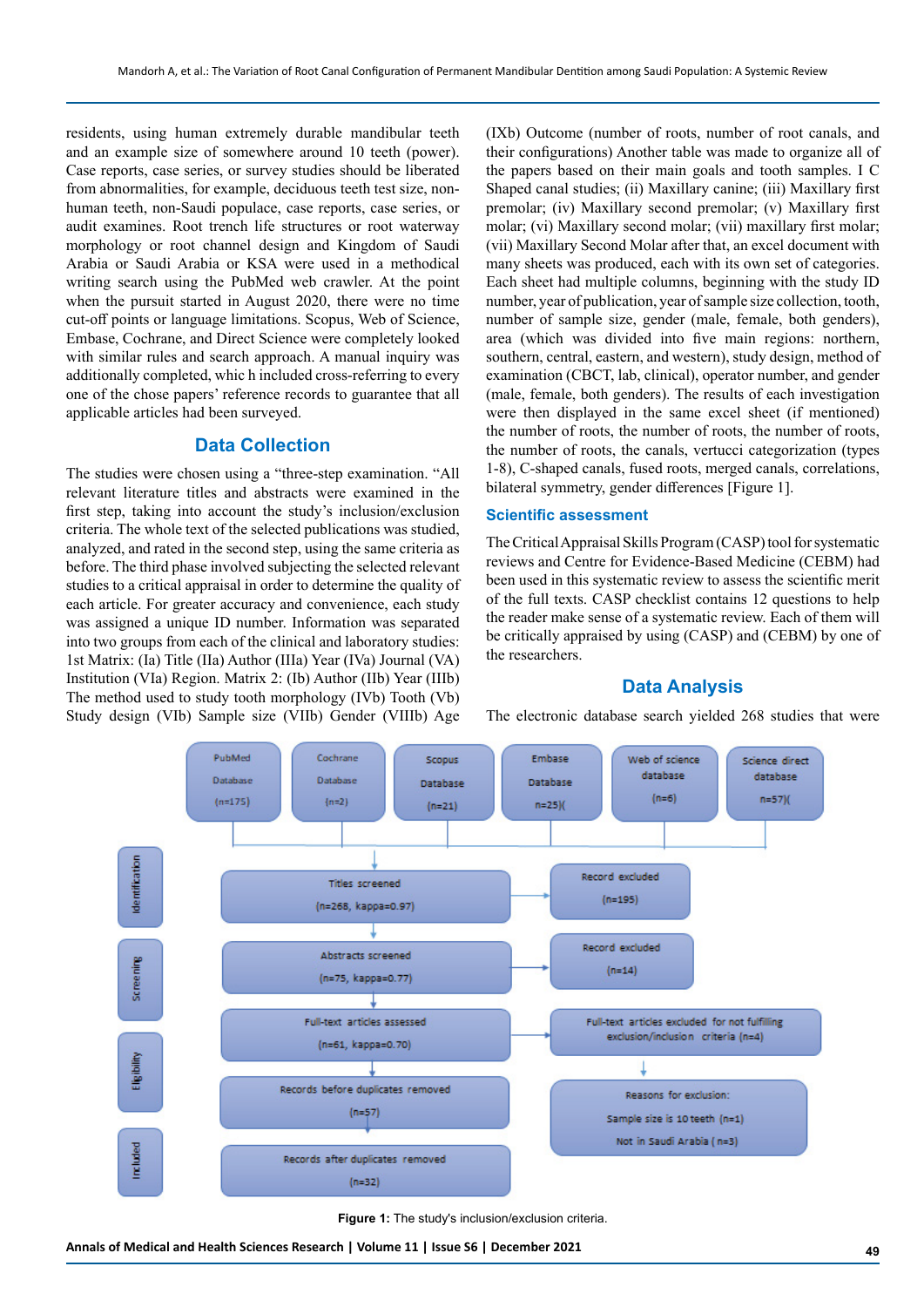residents, using human extremely durable mandibular teeth and an example size of somewhere around 10 teeth (power). Case reports, case series, or survey studies should be liberated from abnormalities, for example, deciduous teeth test size, non-human teeth, non-Saudi populace, case reports, case series, or audit examines. Root trench life structures or root waterway morphology or root channel design and Kingdom of Saudi Arabia or Saudi Arabia or KSA were used in a methodical writing search using the PubMed web crawler. At the point when the pursuit started in August 2020, there were no time cut-off points or language limitations. Scopus, Web of Science, Embase, Cochrane, and Direct Science were completely looked with similar rules and search approach. A manual inquiry was additionally completed, whic h included cross-referring to every one of the chose papers' reference records to guarantee that all applicable articles had been surveyed.

## Data Collection

The studies were chosen using a "three-step examination. "All relevant literature titles and abstracts were examined in the first step, taking into account the study's inclusion/exclusion criteria. The whole text of the selected publications was studied, analyzed, and rated in the second step, using the same criteria as before. The third phase involved subjecting the selected relevant studies to a critical appraisal in order to determine the quality of each article. For greater accuracy and convenience, each study was assigned a unique ID number. Information was separated into two groups from each of the clinical and laboratory studies: 1st Matrix: (Ia) Title (IIa) Author (IIIa) Year (IVa) Journal (VA) Institution (VIa) Region. Matrix 2: (Ib) Author (IIb) Year (IIIb) The method used to study tooth morphology (IVb) Tooth (Vb) Study design (VIb) Sample size (VIIb) Gender (VIIIb) Age (IXb) Outcome (number of roots, number of root canals, and their configurations) Another table was made to organize all of the papers based on their main goals and tooth samples. I C Shaped canal studies; (ii) Maxillary canine; (iii) Maxillary first premolar; (iv) Maxillary second premolar; (v) Maxillary first molar; (vi) Maxillary second molar; (vii) maxillary first molar; (vii) Maxillary Second Molar after that, an excel document with many sheets was produced, each with its own set of categories. Each sheet had multiple columns, beginning with the study ID number, year of publication, year of sample size collection, tooth, number of sample size, gender (male, female, both genders), area (which was divided into five main regions: northern, southern, central, eastern, and western), study design, method of examination (CBCT, lab, clinical), operator number, and gender (male, female, both genders). The results of each investigation were then displayed in the same excel sheet (if mentioned) the number of roots, the number of roots, the number of roots, the number of roots, the canals, vertucci categorization (types 1-8), C-shaped canals, fused roots, merged canals, correlations, bilateral symmetry, gender differences [Figure 1].

### Scientific assessment

The Critical Appraisal Skills Program (CASP) tool for systematic reviews and Centre for Evidence-Based Medicine (CEBM) had been used in this systematic review to assess the scientific merit of the full texts. CASP checklist contains 12 questions to help the reader make sense of a systematic review. Each of them will be critically appraised by using (CASP) and (CEBM) by one of the researchers.

## Data Analysis

The electronic database search yielded 268 studies that were

PubMed Database (n=175) | Cochrane Database (n=2) | Scopus Database (n=21) | Embase Database n=25)( | Web of science database (n=6) | Science direct database n=57)(

Identification: Titles screened (n=268, kappa=0.97) → Record excluded (n=195)

Screening: Abstracts screened (n=75, kappa=0.77) → Record excluded (n=14)

Eligibility: Full-text articles assessed (n=61, kappa=0.70) → Full-text articles excluded for not fulfilling exclusion/inclusion criteria (n=4)

Reasons for exclusion: Sample size is 10 teeth (n=1); Not in Saudi Arabia ( n=3)

Records before duplicates removed (n=57)

Included: Records after duplicates removed (n=32)

**Figure 1:** The study's inclusion/exclusion criteria.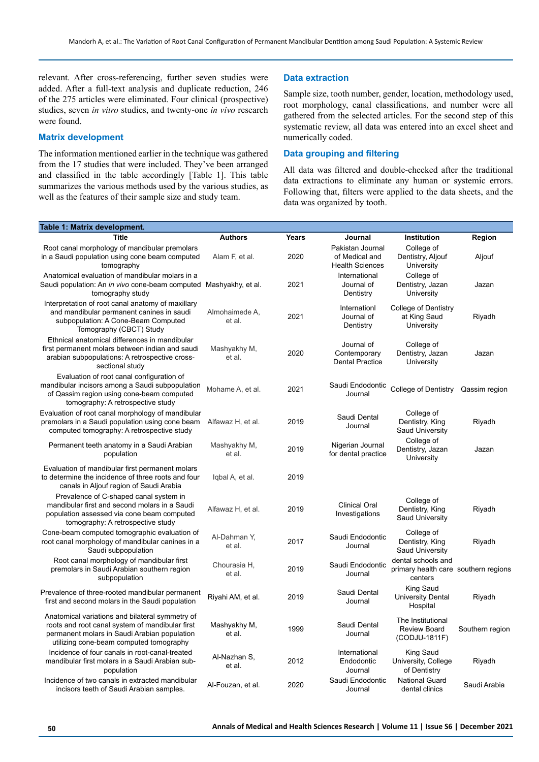relevant. After cross-referencing, further seven studies were added. After a full-text analysis and duplicate reduction, 246 of the 275 articles were eliminated. Four clinical (prospective) studies, seven *in vitro* studies, and twenty-one *in vivo* research were found.

### Matrix development

The information mentioned earlier in the technique was gathered from the 17 studies that were included. They've been arranged and classified in the table accordingly [Table 1]. This table summarizes the various methods used by the various studies, as well as the features of their sample size and study team.

### Data extraction

Sample size, tooth number, gender, location, methodology used, root morphology, canal classifications, and number were all gathered from the selected articles. For the second step of this systematic review, all data was entered into an excel sheet and numerically coded.

### Data grouping and filtering

All data was filtered and double-checked after the traditional data extractions to eliminate any human or systemic errors. Following that, filters were applied to the data sheets, and the data was organized by tooth.

**Table 1: Matrix development.**

| Title | Authors | Years | Journal | Institution | Region |
|---|---|---|---|---|---|
| Root canal morphology of mandibular premolars in a Saudi population using cone beam computed tomography | Alam F, et al. | 2020 | Pakistan Journal of Medical and Health Sciences | College of Dentistry, Aljouf University | Aljouf |
| Anatomical evaluation of mandibular molars in a Saudi population: An *in vivo* cone-beam computed tomography study | Mashyakhy, et al. | 2021 | International Journal of Dentistry | College of Dentistry, Jazan University | Jazan |
| Interpretation of root canal anatomy of maxillary and mandibular permanent canines in saudi subpopulation: A Cone-Beam Computed Tomography (CBCT) Study | Almohaimede A, et al. | 2021 | Internationl Journal of Dentistry | College of Dentistry at King Saud University | Riyadh |
| Ethnical anatomical differences in mandibular first permanent molars between indian and saudi arabian subpopulations: A retrospective cross-sectional study | Mashyakhy M, et al. | 2020 | Journal of Contemporary Dental Practice | College of Dentistry, Jazan University | Jazan |
| Evaluation of root canal configuration of mandibular incisors among a Saudi subpopulation of Qassim region using cone-beam computed tomography: A retrospective study | Mohame A, et al. | 2021 | Saudi Endodontic Journal | College of Dentistry | Qassim region |
| Evaluation of root canal morphology of mandibular premolars in a Saudi population using cone beam computed tomography: A retrospective study | Alfawaz H, et al. | 2019 | Saudi Dental Journal | College of Dentistry, King Saud University | Riyadh |
| Permanent teeth anatomy in a Saudi Arabian population | Mashyakhy M, et al. | 2019 | Nigerian Journal for dental practice | College of Dentistry, Jazan University | Jazan |
| Evaluation of mandibular first permanent molars to determine the incidence of three roots and four canals in Aljouf region of Saudi Arabia | Iqbal A, et al. | 2019 | | | |
| Prevalence of C-shaped canal system in mandibular first and second molars in a Saudi population assessed via cone beam computed tomography: A retrospective study | Alfawaz H, et al. | 2019 | Clinical Oral Investigations | College of Dentistry, King Saud University | Riyadh |
| Cone-beam computed tomographic evaluation of root canal morphology of mandibular canines in a Saudi subpopulation | Al-Dahman Y, et al. | 2017 | Saudi Endodontic Journal | College of Dentistry, King Saud University | Riyadh |
| Root canal morphology of mandibular first premolars in Saudi Arabian southern region subpopulation | Chourasia H, et al. | 2019 | Saudi Endodontic Journal | dental schools and primary health care centers | southern regions |
| Prevalence of three-rooted mandibular permanent first and second molars in the Saudi population | Riyahi AM, et al. | 2019 | Saudi Dental Journal | King Saud University Dental Hospital | Riyadh |
| Anatomical variations and bilateral symmetry of roots and root canal system of mandibular first permanent molars in Saudi Arabian population utilizing cone-beam computed tomography | Mashyakhy M, et al. | 1999 | Saudi Dental Journal | The Institutional Review Board (CODJU-1811F) | Southern region |
| Incidence of four canals in root-canal-treated mandibular first molars in a Saudi Arabian sub-population | Al-Nazhan S, et al. | 2012 | International Endodontic Journal | King Saud University, College of Dentistry | Riyadh |
| Incidence of two canals in extracted mandibular incisors teeth of Saudi Arabian samples. | Al-Fouzan, et al. | 2020 | Saudi Endodontic Journal | National Guard dental clinics | Saudi Arabia |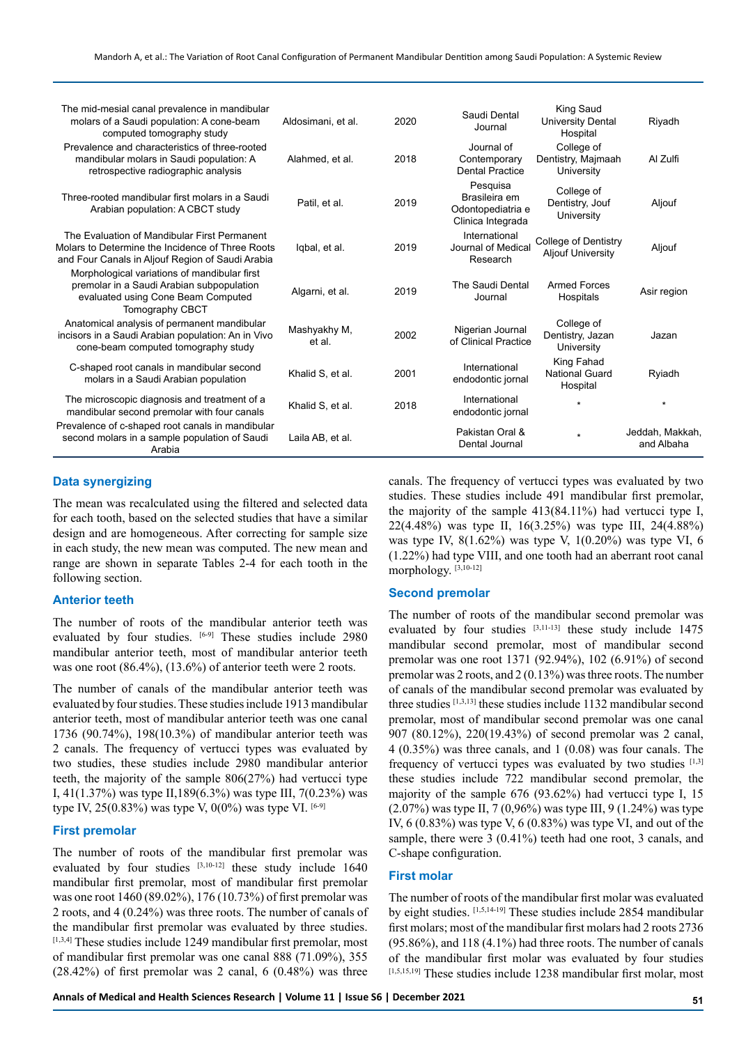| | | | | | |
|---|---|---|---|---|---|
| The mid-mesial canal prevalence in mandibular molars of a Saudi population: A cone-beam computed tomography study | Aldosimani, et al. | 2020 | Saudi Dental Journal | King Saud University Dental Hospital | Riyadh |
| Prevalence and characteristics of three-rooted mandibular molars in Saudi population: A retrospective radiographic analysis | Alahmed, et al. | 2018 | Journal of Contemporary Dental Practice | College of Dentistry, Majmaah University | Al Zulfi |
| Three-rooted mandibular first molars in a Saudi Arabian population: A CBCT study | Patil, et al. | 2019 | Pesquisa Brasileira em Odontopediatria e Clinica Integrada | College of Dentistry, Jouf University | Aljouf |
| The Evaluation of Mandibular First Permanent Molars to Determine the Incidence of Three Roots and Four Canals in Aljouf Region of Saudi Arabia | Iqbal, et al. | 2019 | International Journal of Medical Research | College of Dentistry Aljouf University | Aljouf |
| Morphological variations of mandibular first premolar in a Saudi Arabian subpopulation evaluated using Cone Beam Computed Tomography CBCT | Algarni, et al. | 2019 | The Saudi Dental Journal | Armed Forces Hospitals | Asir region |
| Anatomical analysis of permanent mandibular incisors in a Saudi Arabian population: An in Vivo cone-beam computed tomography study | Mashyakhy M, et al. | 2002 | Nigerian Journal of Clinical Practice | College of Dentistry, Jazan University | Jazan |
| C-shaped root canals in mandibular second molars in a Saudi Arabian population | Khalid S, et al. | 2001 | International endodontic jornal | King Fahad National Guard Hospital | Ryiadh |
| The microscopic diagnosis and treatment of a mandibular second premolar with four canals | Khalid S, et al. | 2018 | International endodontic jornal | * | * |
| Prevalence of c-shaped root canals in mandibular second molars in a sample population of Saudi Arabia | Laila AB, et al. | | Pakistan Oral & Dental Journal | * | Jeddah, Makkah, and Albaha |

## Data synergizing

The mean was recalculated using the filtered and selected data for each tooth, based on the selected studies that have a similar design and are homogeneous. After correcting for sample size in each study, the new mean was computed. The new mean and range are shown in separate Tables 2-4 for each tooth in the following section.

## Anterior teeth

The number of roots of the mandibular anterior teeth was evaluated by four studies. [6-9] These studies include 2980 mandibular anterior teeth, most of mandibular anterior teeth was one root (86.4%), (13.6%) of anterior teeth were 2 roots.

The number of canals of the mandibular anterior teeth was evaluated by four studies. These studies include 1913 mandibular anterior teeth, most of mandibular anterior teeth was one canal 1736 (90.74%), 198(10.3%) of mandibular anterior teeth was 2 canals. The frequency of vertucci types was evaluated by two studies, these studies include 2980 mandibular anterior teeth, the majority of the sample 806(27%) had vertucci type I, 41(1.37%) was type II,189(6.3%) was type III, 7(0.23%) was type IV, 25(0.83%) was type V, 0(0%) was type VI. [6-9]

## First premolar

The number of roots of the mandibular first premolar was evaluated by four studies [3,10-12] these study include 1640 mandibular first premolar, most of mandibular first premolar was one root 1460 (89.02%), 176 (10.73%) of first premolar was 2 roots, and 4 (0.24%) was three roots. The number of canals of the mandibular first premolar was evaluated by three studies. [1,3,4] These studies include 1249 mandibular first premolar, most of mandibular first premolar was one canal 888 (71.09%), 355 (28.42%) of first premolar was 2 canal, 6 (0.48%) was three canals. The frequency of vertucci types was evaluated by two studies. These studies include 491 mandibular first premolar, the majority of the sample 413(84.11%) had vertucci type I, 22(4.48%) was type II, 16(3.25%) was type III, 24(4.88%) was type IV, 8(1.62%) was type V, 1(0.20%) was type VI, 6 (1.22%) had type VIII, and one tooth had an aberrant root canal morphology. [3,10-12]

## Second premolar

The number of roots of the mandibular second premolar was evaluated by four studies [3,11-13] these study include 1475 mandibular second premolar, most of mandibular second premolar was one root 1371 (92.94%), 102 (6.91%) of second premolar was 2 roots, and 2 (0.13%) was three roots. The number of canals of the mandibular second premolar was evaluated by three studies [1,3,13] these studies include 1132 mandibular second premolar, most of mandibular second premolar was one canal 907 (80.12%), 220(19.43%) of second premolar was 2 canal, 4 (0.35%) was three canals, and 1 (0.08) was four canals. The frequency of vertucci types was evaluated by two studies [1,3] these studies include 722 mandibular second premolar, the majority of the sample 676 (93.62%) had vertucci type I, 15 (2.07%) was type II, 7 (0,96%) was type III, 9 (1.24%) was type IV, 6 (0.83%) was type V, 6 (0.83%) was type VI, and out of the sample, there were 3 (0.41%) teeth had one root, 3 canals, and C-shape configuration.

## First molar

The number of roots of the mandibular first molar was evaluated by eight studies. [1,5,14-19] These studies include 2854 mandibular first molars; most of the mandibular first molars had 2 roots 2736 (95.86%), and 118 (4.1%) had three roots. The number of canals of the mandibular first molar was evaluated by four studies [1,5,15,19] These studies include 1238 mandibular first molar, most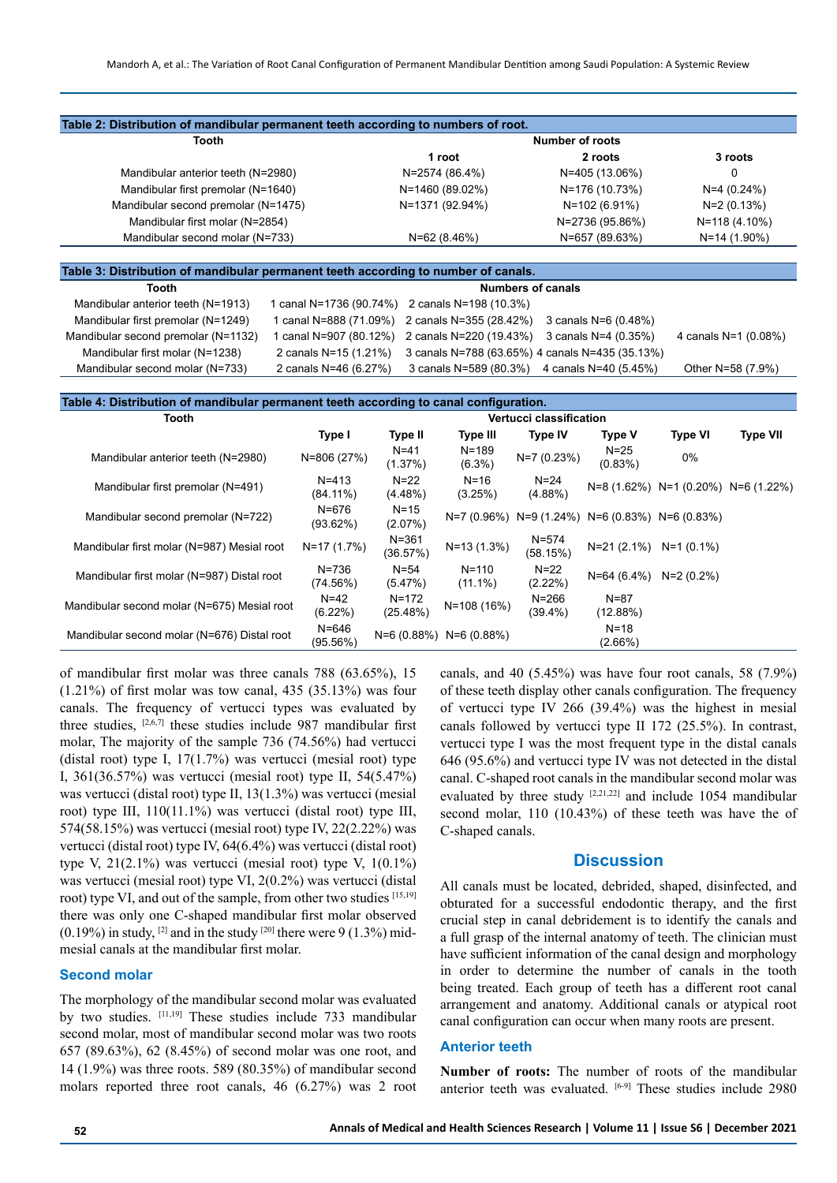**Table 2: Distribution of mandibular permanent teeth according to numbers of root.**

| Tooth | Number of roots | | |
|---|---|---|---|
| | 1 root | 2 roots | 3 roots |
| Mandibular anterior teeth (N=2980) | N=2574 (86.4%) | N=405 (13.06%) | 0 |
| Mandibular first premolar (N=1640) | N=1460 (89.02%) | N=176 (10.73%) | N=4 (0.24%) |
| Mandibular second premolar (N=1475) | N=1371 (92.94%) | N=102 (6.91%) | N=2 (0.13%) |
| Mandibular first molar (N=2854) | | N=2736 (95.86%) | N=118 (4.10%) |
| Mandibular second molar (N=733) | N=62 (8.46%) | N=657 (89.63%) | N=14 (1.90%) |

**Table 3: Distribution of mandibular permanent teeth according to number of canals.**

| Tooth | Numbers of canals | | | |
|---|---|---|---|---|
| Mandibular anterior teeth (N=1913) | 1 canal N=1736 (90.74%) | 2 canals N=198 (10.3%) | | |
| Mandibular first premolar (N=1249) | 1 canal N=888 (71.09%) | 2 canals N=355 (28.42%) | 3 canals N=6 (0.48%) | |
| Mandibular second premolar (N=1132) | 1 canal N=907 (80.12%) | 2 canals N=220 (19.43%) | 3 canals N=4 (0.35%) | 4 canals N=1 (0.08%) |
| Mandibular first molar (N=1238) | 2 canals N=15 (1.21%) | 3 canals N=788 (63.65%) | 4 canals N=435 (35.13%) | |
| Mandibular second molar (N=733) | 2 canals N=46 (6.27%) | 3 canals N=589 (80.3%) | 4 canals N=40 (5.45%) | Other N=58 (7.9%) |

**Table 4: Distribution of mandibular permanent teeth according to canal configuration.**

| Tooth | Vertucci classification | | | | | | |
|---|---|---|---|---|---|---|---|
| | Type I | Type II | Type III | Type IV | Type V | Type VI | Type VII |
| Mandibular anterior teeth (N=2980) | N=806 (27%) | N=41 (1.37%) | N=189 (6.3%) | N=7 (0.23%) | N=25 (0.83%) | 0% | |
| Mandibular first premolar (N=491) | N=413 (84.11%) | N=22 (4.48%) | N=16 (3.25%) | N=24 (4.88%) | N=8 (1.62%) | N=1 (0.20%) | N=6 (1.22%) |
| Mandibular second premolar (N=722) | N=676 (93.62%) | N=15 (2.07%) | N=7 (0.96%) | N=9 (1.24%) | N=6 (0.83%) | N=6 (0.83%) | |
| Mandibular first molar (N=987) Mesial root | N=17 (1.7%) | N=361 (36.57%) | N=13 (1.3%) | N=574 (58.15%) | N=21 (2.1%) | N=1 (0.1%) | |
| Mandibular first molar (N=987) Distal root | N=736 (74.56%) | N=54 (5.47%) | N=110 (11.1%) | N=22 (2.22%) | N=64 (6.4%) | N=2 (0.2%) | |
| Mandibular second molar (N=675) Mesial root | N=42 (6.22%) | N=172 (25.48%) | N=108 (16%) | N=266 (39.4%) | N=87 (12.88%) | | |
| Mandibular second molar (N=676) Distal root | N=646 (95.56%) | N=6 (0.88%) | N=6 (0.88%) | | N=18 (2.66%) | | |

of mandibular first molar was three canals 788 (63.65%), 15 (1.21%) of first molar was tow canal, 435 (35.13%) was four canals. The frequency of vertucci types was evaluated by three studies, [2,6,7] these studies include 987 mandibular first molar, The majority of the sample 736 (74.56%) had vertucci (distal root) type I, 17(1.7%) was vertucci (mesial root) type I, 361(36.57%) was vertucci (mesial root) type II, 54(5.47%) was vertucci (distal root) type II, 13(1.3%) was vertucci (mesial root) type III, 110(11.1%) was vertucci (distal root) type III, 574(58.15%) was vertucci (mesial root) type IV, 22(2.22%) was vertucci (distal root) type IV, 64(6.4%) was vertucci (distal root) type V, 21(2.1%) was vertucci (mesial root) type V, 1(0.1%) was vertucci (mesial root) type VI, 2(0.2%) was vertucci (distal root) type VI, and out of the sample, from other two studies [15,19] there was only one C-shaped mandibular first molar observed (0.19%) in study, [2] and in the study [20] there were 9 (1.3%) mid-mesial canals at the mandibular first molar.

### Second molar

The morphology of the mandibular second molar was evaluated by two studies. [11,19] These studies include 733 mandibular second molar, most of mandibular second molar was two roots 657 (89.63%), 62 (8.45%) of second molar was one root, and 14 (1.9%) was three roots. 589 (80.35%) of mandibular second molars reported three root canals, 46 (6.27%) was 2 root canals, and 40 (5.45%) was have four root canals, 58 (7.9%) of these teeth display other canals configuration. The frequency of vertucci type IV 266 (39.4%) was the highest in mesial canals followed by vertucci type II 172 (25.5%). In contrast, vertucci type I was the most frequent type in the distal canals 646 (95.6%) and vertucci type IV was not detected in the distal canal. C-shaped root canals in the mandibular second molar was evaluated by three study [2,21,22] and include 1054 mandibular second molar, 110 (10.43%) of these teeth was have the of C-shaped canals.

## Discussion

All canals must be located, debrided, shaped, disinfected, and obturated for a successful endodontic therapy, and the first crucial step in canal debridement is to identify the canals and a full grasp of the internal anatomy of teeth. The clinician must have sufficient information of the canal design and morphology in order to determine the number of canals in the tooth being treated. Each group of teeth has a different root canal arrangement and anatomy. Additional canals or atypical root canal configuration can occur when many roots are present.

### Anterior teeth

**Number of roots:** The number of roots of the mandibular anterior teeth was evaluated. [6-9] These studies include 2980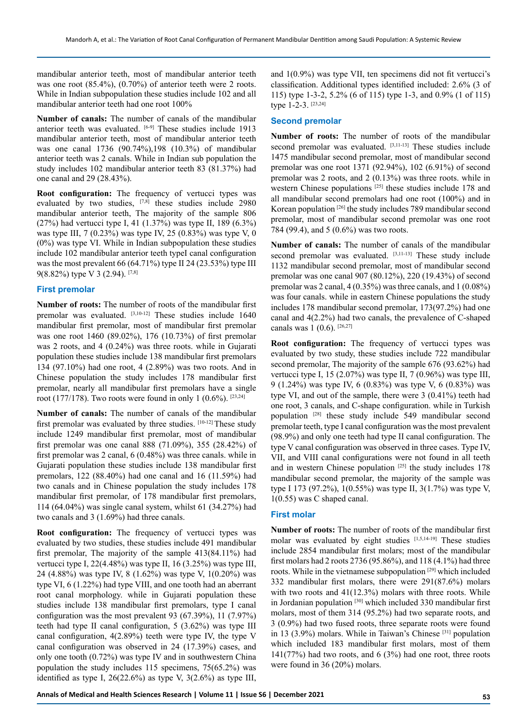mandibular anterior teeth, most of mandibular anterior teeth was one root (85.4%), (0.70%) of anterior teeth were 2 roots. While in Indian subpopulation these studies include 102 and all mandibular anterior teeth had one root 100%

**Number of canals:** The number of canals of the mandibular anterior teeth was evaluated. [6-9] These studies include 1913 mandibular anterior teeth, most of mandibular anterior teeth was one canal 1736 (90.74%),198 (10.3%) of mandibular anterior teeth was 2 canals. While in Indian sub population the study includes 102 mandibular anterior teeth 83 (81.37%) had one canal and 29 (28.43%).

**Root configuration:** The frequency of vertucci types was evaluated by two studies, [7,8] these studies include 2980 mandibular anterior teeth, The majority of the sample 806 (27%) had vertucci type I, 41 (1.37%) was type II, 189 (6.3%) was type III, 7 (0.23%) was type IV, 25 (0.83%) was type V, 0 (0%) was type VI. While in Indian subpopulation these studies include 102 mandibular anterior teeth typeI canal configuration was the most prevalent 66 (64.71%) type II 24 (23.53%) type III 9(8.82%) type V 3 (2.94). [7,8]

### First premolar

**Number of roots:** The number of roots of the mandibular first premolar was evaluated. [3,10-12] These studies include 1640 mandibular first premolar, most of mandibular first premolar was one root 1460 (89.02%), 176 (10.73%) of first premolar was 2 roots, and 4 (0.24%) was three roots. while in Gujarati population these studies include 138 mandibular first premolars 134 (97.10%) had one root, 4 (2.89%) was two roots. And in Chinese population the study includes 178 mandibular first premolar, nearly all mandibular first premolars have a single root (177/178). Two roots were found in only 1 (0.6%). [23,24]

**Number of canals:** The number of canals of the mandibular first premolar was evaluated by three studies. [10-12] These study include 1249 mandibular first premolar, most of mandibular first premolar was one canal 888 (71.09%), 355 (28.42%) of first premolar was 2 canal, 6 (0.48%) was three canals. while in Gujarati population these studies include 138 mandibular first premolars, 122 (88.40%) had one canal and 16 (11.59%) had two canals and in Chinese population the study includes 178 mandibular first premolar, of 178 mandibular first premolars, 114 (64.04%) was single canal system, whilst 61 (34.27%) had two canals and 3 (1.69%) had three canals.

**Root configuration:** The frequency of vertucci types was evaluated by two studies, these studies include 491 mandibular first premolar, The majority of the sample 413(84.11%) had vertucci type I, 22(4.48%) was type II, 16 (3.25%) was type III, 24 (4.88%) was type IV, 8 (1.62%) was type V, 1(0.20%) was type VI, 6 (1.22%) had type VIII, and one tooth had an aberrant root canal morphology. while in Gujarati population these studies include 138 mandibular first premolars, type I canal configuration was the most prevalent 93 (67.39%), 11 (7.97%) teeth had type II canal configuration, 5 (3.62%) was type III canal configuration, 4(2.89%) teeth were type IV, the type V canal configuration was observed in 24 (17.39%) cases, and only one tooth (0.72%) was type IV and in southwestern China population the study includes 115 specimens, 75(65.2%) was identified as type I, 26(22.6%) as type V, 3(2.6%) as type III, and 1(0.9%) was type VII, ten specimens did not fit vertucci's classification. Additional types identified included: 2.6% (3 of 115) type 1-3-2, 5.2% (6 of 115) type 1-3, and 0.9% (1 of 115) type 1-2-3. [23,24]

### Second premolar

**Number of roots:** The number of roots of the mandibular second premolar was evaluated. [3,11-13] These studies include 1475 mandibular second premolar, most of mandibular second premolar was one root 1371 (92.94%), 102 (6.91%) of second premolar was 2 roots, and 2 (0.13%) was three roots. while in western Chinese populations [25] these studies include 178 and all mandibular second premolars had one root (100%) and in Korean population [26] the study includes 789 mandibular second premolar, most of mandibular second premolar was one root 784 (99.4), and 5 (0.6%) was two roots.

**Number of canals:** The number of canals of the mandibular second premolar was evaluated. [3,11-13] These study include 1132 mandibular second premolar, most of mandibular second premolar was one canal 907 (80.12%), 220 (19.43%) of second premolar was 2 canal, 4 (0.35%) was three canals, and 1 (0.08%) was four canals. while in eastern Chinese populations the study includes 178 mandibular second premolar, 173(97.2%) had one canal and 4(2.2%) had two canals, the prevalence of C-shaped canals was 1 (0.6). [26,27]

**Root configuration:** The frequency of vertucci types was evaluated by two study, these studies include 722 mandibular second premolar, The majority of the sample 676 (93.62%) had vertucci type I, 15 (2.07%) was type II, 7 (0.96%) was type III, 9 (1.24%) was type IV, 6 (0.83%) was type V, 6 (0.83%) was type VI, and out of the sample, there were 3 (0.41%) teeth had one root, 3 canals, and C-shape configuration. while in Turkish population [28] these study include 549 mandibular second premolar teeth, type I canal configuration was the most prevalent (98.9%) and only one teeth had type II canal configuration. The type V canal configuration was observed in three cases. Type IV, VII, and VIII canal configurations were not found in all teeth and in western Chinese population [25] the study includes 178 mandibular second premolar, the majority of the sample was type I 173 (97.2%), 1(0.55%) was type II, 3(1.7%) was type V, 1(0.55) was C shaped canal.

### First molar

**Number of roots:** The number of roots of the mandibular first molar was evaluated by eight studies [1,5,14-19] These studies include 2854 mandibular first molars; most of the mandibular first molars had 2 roots 2736 (95.86%), and 118 (4.1%) had three roots. While in the vietnamese subpopulation [29] which included 332 mandibular first molars, there were 291(87.6%) molars with two roots and 41(12.3%) molars with three roots. While in Jordanian population [30] which included 330 mandibular first molars, most of them 314 (95.2%) had two separate roots, and 3 (0.9%) had two fused roots, three separate roots were found in 13 (3.9%) molars. While in Taiwan's Chinese [31] population which included 183 mandibular first molars, most of them 141(77%) had two roots, and 6 (3%) had one root, three roots were found in 36 (20%) molars.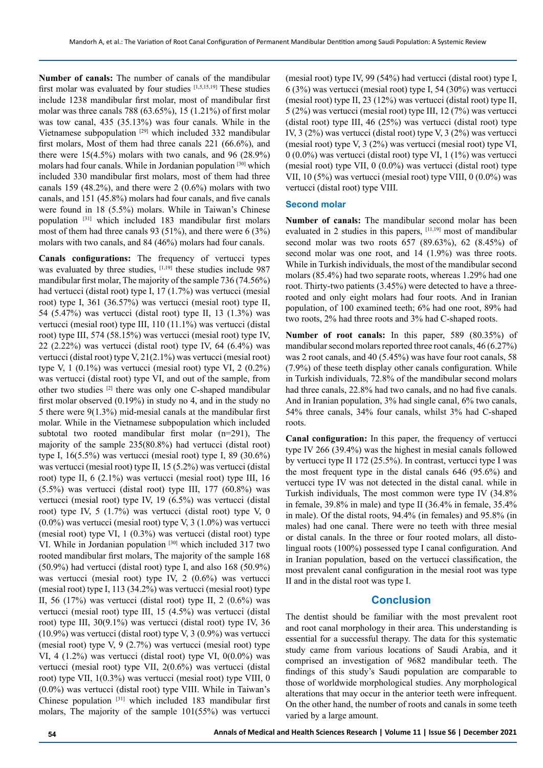**Number of canals:** The number of canals of the mandibular first molar was evaluated by four studies [1,5,15,19] These studies include 1238 mandibular first molar, most of mandibular first molar was three canals 788 (63.65%), 15 (1.21%) of first molar was tow canal, 435 (35.13%) was four canals. While in the Vietnamese subpopulation [29] which included 332 mandibular first molars, Most of them had three canals 221 (66.6%), and there were 15(4.5%) molars with two canals, and 96 (28.9%) molars had four canals. While in Jordanian population [30] which included 330 mandibular first molars, most of them had three canals 159 (48.2%), and there were 2 (0.6%) molars with two canals, and 151 (45.8%) molars had four canals, and five canals were found in 18 (5.5%) molars. While in Taiwan's Chinese population [31] which included 183 mandibular first molars most of them had three canals 93 (51%), and there were 6 (3%) molars with two canals, and 84 (46%) molars had four canals.

**Canals configurations:** The frequency of vertucci types was evaluated by three studies, [1,19] these studies include 987 mandibular first molar, The majority of the sample 736 (74.56%) had vertucci (distal root) type I, 17 (1.7%) was vertucci (mesial root) type I, 361 (36.57%) was vertucci (mesial root) type II, 54 (5.47%) was vertucci (distal root) type II, 13 (1.3%) was vertucci (mesial root) type III, 110 (11.1%) was vertucci (distal root) type III, 574 (58.15%) was vertucci (mesial root) type IV, 22 (2.22%) was vertucci (distal root) type IV, 64 (6.4%) was vertucci (distal root) type V, 21(2.1%) was vertucci (mesial root) type V, 1 (0.1%) was vertucci (mesial root) type VI, 2 (0.2%) was vertucci (distal root) type VI, and out of the sample, from other two studies [2] there was only one C-shaped mandibular first molar observed (0.19%) in study no 4, and in the study no 5 there were 9(1.3%) mid-mesial canals at the mandibular first molar. While in the Vietnamese subpopulation which included subtotal two rooted mandibular first molar (n=291), The majority of the sample 235(80.8%) had vertucci (distal root) type I, 16(5.5%) was vertucci (mesial root) type I, 89 (30.6%) was vertucci (mesial root) type II, 15 (5.2%) was vertucci (distal root) type II, 6 (2.1%) was vertucci (mesial root) type III, 16 (5.5%) was vertucci (distal root) type III, 177 (60.8%) was vertucci (mesial root) type IV, 19 (6.5%) was vertucci (distal root) type IV, 5 (1.7%) was vertucci (distal root) type V, 0 (0.0%) was vertucci (mesial root) type V, 3 (1.0%) was vertucci (mesial root) type VI, 1 (0.3%) was vertucci (distal root) type VI. While in Jordanian population [30] which included 317 two rooted mandibular first molars, The majority of the sample 168 (50.9%) had vertucci (distal root) type I, and also 168 (50.9%) was vertucci (mesial root) type IV, 2 (0.6%) was vertucci (mesial root) type I, 113 (34.2%) was vertucci (mesial root) type II, 56 (17%) was vertucci (distal root) type II, 2 (0.6%) was vertucci (mesial root) type III, 15 (4.5%) was vertucci (distal root) type III, 30(9.1%) was vertucci (distal root) type IV, 36 (10.9%) was vertucci (distal root) type V, 3 (0.9%) was vertucci (mesial root) type V, 9 (2.7%) was vertucci (mesial root) type VI, 4 (1.2%) was vertucci (distal root) type VI, 0(0.0%) was vertucci (mesial root) type VII, 2(0.6%) was vertucci (distal root) type VII, 1(0.3%) was vertucci (mesial root) type VIII, 0 (0.0%) was vertucci (distal root) type VIII. While in Taiwan's Chinese population [31] which included 183 mandibular first molars, The majority of the sample 101(55%) was vertucci (mesial root) type IV, 99 (54%) had vertucci (distal root) type I, 6 (3%) was vertucci (mesial root) type I, 54 (30%) was vertucci (mesial root) type II, 23 (12%) was vertucci (distal root) type II, 5 (2%) was vertucci (mesial root) type III, 12 (7%) was vertucci (distal root) type III, 46 (25%) was vertucci (distal root) type IV, 3 (2%) was vertucci (distal root) type V, 3 (2%) was vertucci (mesial root) type V, 3 (2%) was vertucci (mesial root) type VI, 0 (0.0%) was vertucci (distal root) type VI, 1 (1%) was vertucci (mesial root) type VII, 0 (0.0%) was vertucci (distal root) type VII, 10 (5%) was vertucci (mesial root) type VIII, 0 (0.0%) was vertucci (distal root) type VIII.

### Second molar

**Number of canals:** The mandibular second molar has been evaluated in 2 studies in this papers, [11,19] most of mandibular second molar was two roots 657 (89.63%), 62 (8.45%) of second molar was one root, and 14 (1.9%) was three roots. While in Turkish individuals, the most of the mandibular second molars (85.4%) had two separate roots, whereas 1.29% had one root. Thirty-two patients (3.45%) were detected to have a three-rooted and only eight molars had four roots. And in Iranian population, of 100 examined teeth; 6% had one root, 89% had two roots, 2% had three roots and 3% had C-shaped roots.

**Number of root canals:** In this paper, 589 (80.35%) of mandibular second molars reported three root canals, 46 (6.27%) was 2 root canals, and 40 (5.45%) was have four root canals, 58 (7.9%) of these teeth display other canals configuration. While in Turkish individuals, 72.8% of the mandibular second molars had three canals, 22.8% had two canals, and no had five canals. And in Iranian population, 3% had single canal, 6% two canals, 54% three canals, 34% four canals, whilst 3% had C-shaped roots.

**Canal configuration:** In this paper, the frequency of vertucci type IV 266 (39.4%) was the highest in mesial canals followed by vertucci type II 172 (25.5%). In contrast, vertucci type I was the most frequent type in the distal canals 646 (95.6%) and vertucci type IV was not detected in the distal canal. while in Turkish individuals, The most common were type IV (34.8% in female, 39.8% in male) and type II (36.4% in female, 35.4% in male). Of the distal roots, 94.4% (in females) and 95.8% (in males) had one canal. There were no teeth with three mesial or distal canals. In the three or four rooted molars, all disto-lingual roots (100%) possessed type I canal configuration. And in Iranian population, based on the vertucci classification, the most prevalent canal configuration in the mesial root was type II and in the distal root was type I.

## Conclusion

The dentist should be familiar with the most prevalent root and root canal morphology in their area. This understanding is essential for a successful therapy. The data for this systematic study came from various locations of Saudi Arabia, and it comprised an investigation of 9682 mandibular teeth. The findings of this study's Saudi population are comparable to those of worldwide morphological studies. Any morphological alterations that may occur in the anterior teeth were infrequent. On the other hand, the number of roots and canals in some teeth varied by a large amount.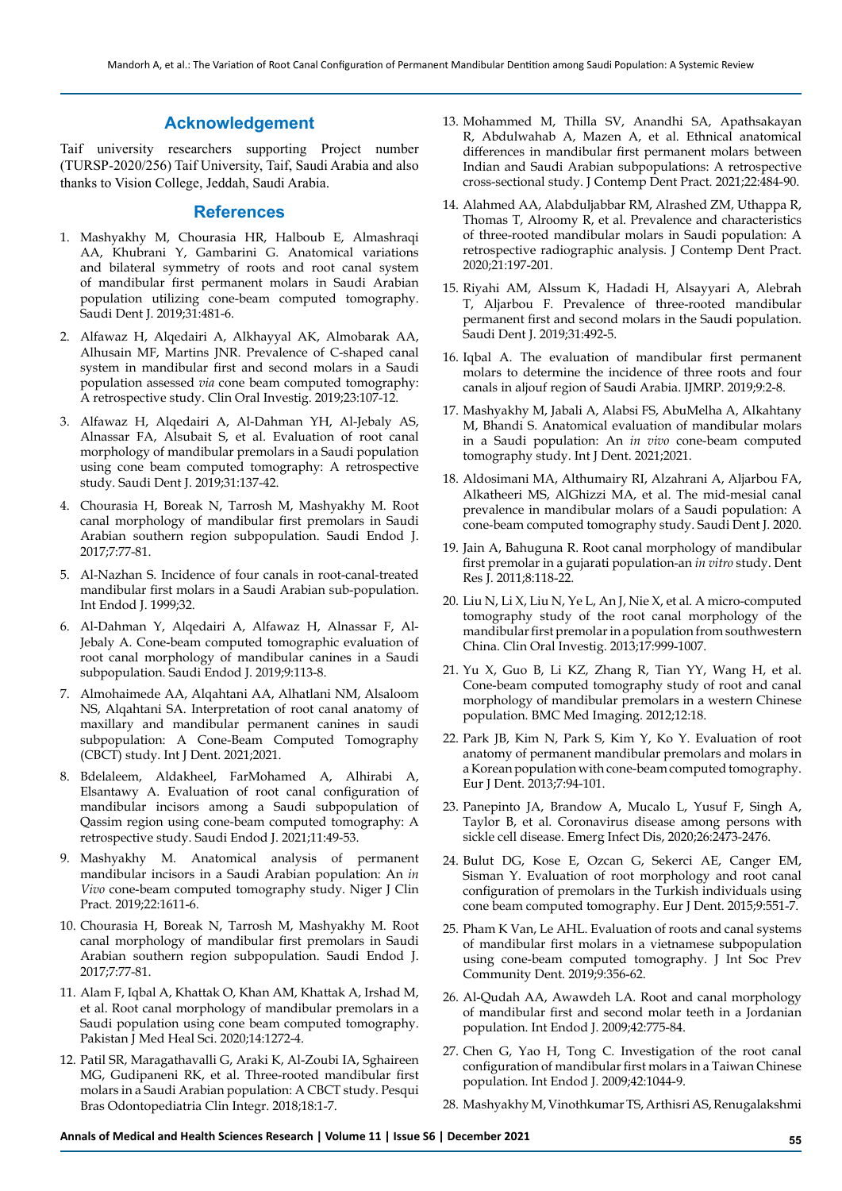## Acknowledgement

Taif university researchers supporting Project number (TURSP-2020/256) Taif University, Taif, Saudi Arabia and also thanks to Vision College, Jeddah, Saudi Arabia.

## References

1. Mashyakhy M, Chourasia HR, Halboub E, Almashraqi AA, Khubrani Y, Gambarini G. Anatomical variations and bilateral symmetry of roots and root canal system of mandibular first permanent molars in Saudi Arabian population utilizing cone-beam computed tomography. Saudi Dent J. 2019;31:481-6.
2. Alfawaz H, Alqedairi A, Alkhayyal AK, Almobarak AA, Alhusain MF, Martins JNR. Prevalence of C-shaped canal system in mandibular first and second molars in a Saudi population assessed *via* cone beam computed tomography: A retrospective study. Clin Oral Investig. 2019;23:107-12.
3. Alfawaz H, Alqedairi A, Al-Dahman YH, Al-Jebaly AS, Alnassar FA, Alsubait S, et al. Evaluation of root canal morphology of mandibular premolars in a Saudi population using cone beam computed tomography: A retrospective study. Saudi Dent J. 2019;31:137-42.
4. Chourasia H, Boreak N, Tarrosh M, Mashyakhy M. Root canal morphology of mandibular first premolars in Saudi Arabian southern region subpopulation. Saudi Endod J. 2017;7:77-81.
5. Al-Nazhan S. Incidence of four canals in root-canal-treated mandibular first molars in a Saudi Arabian sub-population. Int Endod J. 1999;32.
6. Al-Dahman Y, Alqedairi A, Alfawaz H, Alnassar F, Al-Jebaly A. Cone-beam computed tomographic evaluation of root canal morphology of mandibular canines in a Saudi subpopulation. Saudi Endod J. 2019;9:113-8.
7. Almohaimede AA, Alqahtani AA, Alhatlani NM, Alsaloom NS, Alqahtani SA. Interpretation of root canal anatomy of maxillary and mandibular permanent canines in saudi subpopulation: A Cone-Beam Computed Tomography (CBCT) study. Int J Dent. 2021;2021.
8. Bdelaleem, Aldakheel, FarMohamed A, Alhirabi A, Elsantawy A. Evaluation of root canal configuration of mandibular incisors among a Saudi subpopulation of Qassim region using cone-beam computed tomography: A retrospective study. Saudi Endod J. 2021;11:49-53.
9. Mashyakhy M. Anatomical analysis of permanent mandibular incisors in a Saudi Arabian population: An *in Vivo* cone-beam computed tomography study. Niger J Clin Pract. 2019;22:1611-6.
10. Chourasia H, Boreak N, Tarrosh M, Mashyakhy M. Root canal morphology of mandibular first premolars in Saudi Arabian southern region subpopulation. Saudi Endod J. 2017;7:77-81.
11. Alam F, Iqbal A, Khattak O, Khan AM, Khattak A, Irshad M, et al. Root canal morphology of mandibular premolars in a Saudi population using cone beam computed tomography. Pakistan J Med Heal Sci. 2020;14:1272-4.
12. Patil SR, Maragathavalli G, Araki K, Al-Zoubi IA, Sghaireen MG, Gudipaneni RK, et al. Three-rooted mandibular first molars in a Saudi Arabian population: A CBCT study. Pesqui Bras Odontopediatria Clin Integr. 2018;18:1-7.
13. Mohammed M, Thilla SV, Anandhi SA, Apathsakayan R, Abdulwahab A, Mazen A, et al. Ethnical anatomical differences in mandibular first permanent molars between Indian and Saudi Arabian subpopulations: A retrospective cross-sectional study. J Contemp Dent Pract. 2021;22:484-90.
14. Alahmed AA, Alabduljabbar RM, Alrashed ZM, Uthappa R, Thomas T, Alroomy R, et al. Prevalence and characteristics of three-rooted mandibular molars in Saudi population: A retrospective radiographic analysis. J Contemp Dent Pract. 2020;21:197-201.
15. Riyahi AM, Alssum K, Hadadi H, Alsayyari A, Alebrah T, Aljarbou F. Prevalence of three-rooted mandibular permanent first and second molars in the Saudi population. Saudi Dent J. 2019;31:492-5.
16. Iqbal A. The evaluation of mandibular first permanent molars to determine the incidence of three roots and four canals in aljouf region of Saudi Arabia. IJMRP. 2019;9:2-8.
17. Mashyakhy M, Jabali A, Alabsi FS, AbuMelha A, Alkahtany M, Bhandi S. Anatomical evaluation of mandibular molars in a Saudi population: An *in vivo* cone-beam computed tomography study. Int J Dent. 2021;2021.
18. Aldosimani MA, Althumairy RI, Alzahrani A, Aljarbou FA, Alkatheeri MS, AlGhizzi MA, et al. The mid-mesial canal prevalence in mandibular molars of a Saudi population: A cone-beam computed tomography study. Saudi Dent J. 2020.
19. Jain A, Bahuguna R. Root canal morphology of mandibular first premolar in a gujarati population-an *in vitro* study. Dent Res J. 2011;8:118-22.
20. Liu N, Li X, Liu N, Ye L, An J, Nie X, et al. A micro-computed tomography study of the root canal morphology of the mandibular first premolar in a population from southwestern China. Clin Oral Investig. 2013;17:999-1007.
21. Yu X, Guo B, Li KZ, Zhang R, Tian YY, Wang H, et al. Cone-beam computed tomography study of root and canal morphology of mandibular premolars in a western Chinese population. BMC Med Imaging. 2012;12:18.
22. Park JB, Kim N, Park S, Kim Y, Ko Y. Evaluation of root anatomy of permanent mandibular premolars and molars in a Korean population with cone-beam computed tomography. Eur J Dent. 2013;7:94-101.
23. Panepinto JA, Brandow A, Mucalo L, Yusuf F, Singh A, Taylor B, et al. Coronavirus disease among persons with sickle cell disease. Emerg Infect Dis, 2020;26:2473-2476.
24. Bulut DG, Kose E, Ozcan G, Sekerci AE, Canger EM, Sisman Y. Evaluation of root morphology and root canal configuration of premolars in the Turkish individuals using cone beam computed tomography. Eur J Dent. 2015;9:551-7.
25. Pham K Van, Le AHL. Evaluation of roots and canal systems of mandibular first molars in a vietnamese subpopulation using cone-beam computed tomography. J Int Soc Prev Community Dent. 2019;9:356-62.
26. Al-Qudah AA, Awawdeh LA. Root and canal morphology of mandibular first and second molar teeth in a Jordanian population. Int Endod J. 2009;42:775-84.
27. Chen G, Yao H, Tong C. Investigation of the root canal configuration of mandibular first molars in a Taiwan Chinese population. Int Endod J. 2009;42:1044-9.
28. Mashyakhy M, Vinothkumar TS, Arthisri AS, Renugalakshmi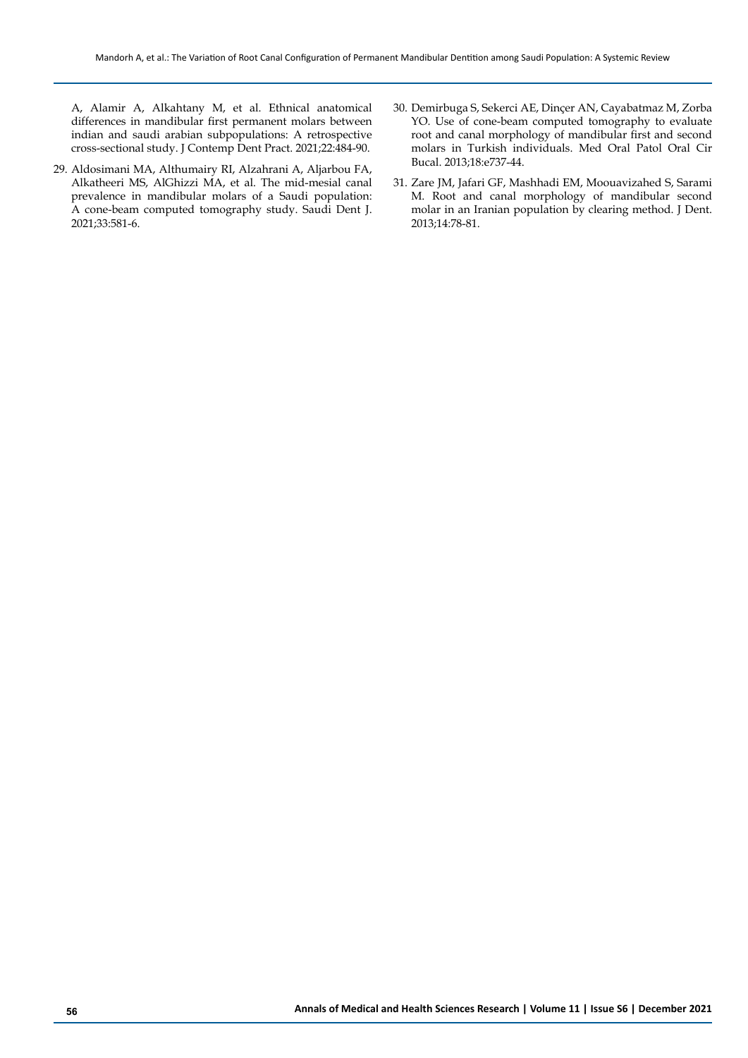A, Alamir A, Alkahtany M, et al. Ethnical anatomical differences in mandibular first permanent molars between indian and saudi arabian subpopulations: A retrospective cross-sectional study. J Contemp Dent Pract. 2021;22:484-90.

29. Aldosimani MA, Althumairy RI, Alzahrani A, Aljarbou FA, Alkatheeri MS, AlGhizzi MA, et al. The mid-mesial canal prevalence in mandibular molars of a Saudi population: A cone-beam computed tomography study. Saudi Dent J. 2021;33:581-6.

30. Demirbuga S, Sekerci AE, Dinçer AN, Cayabatmaz M, Zorba YO. Use of cone-beam computed tomography to evaluate root and canal morphology of mandibular first and second molars in Turkish individuals. Med Oral Patol Oral Cir Bucal. 2013;18:e737-44.

31. Zare JM, Jafari GF, Mashhadi EM, Moouavizahed S, Sarami M. Root and canal morphology of mandibular second molar in an Iranian population by clearing method. J Dent. 2013;14:78-81.